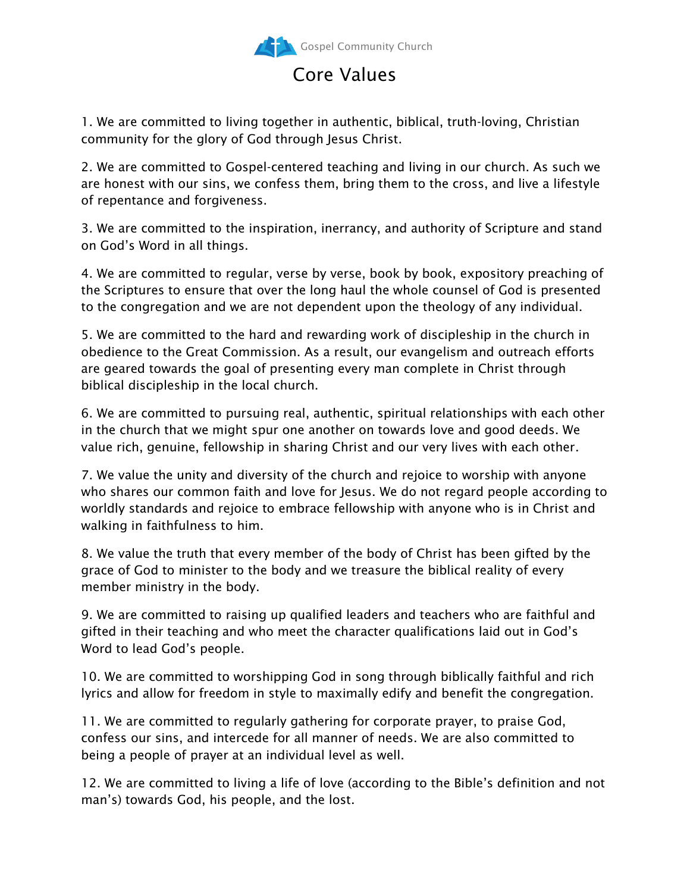Gospel Community Church

# Core Values

1. We are committed to living together in authentic, biblical, truth-loving, Christian community for the glory of God through Jesus Christ.

2. We are committed to Gospel-centered teaching and living in our church. As such we are honest with our sins, we confess them, bring them to the cross, and live a lifestyle of repentance and forgiveness.

3. We are committed to the inspiration, inerrancy, and authority of Scripture and stand on God's Word in all things.

4. We are committed to regular, verse by verse, book by book, expository preaching of the Scriptures to ensure that over the long haul the whole counsel of God is presented to the congregation and we are not dependent upon the theology of any individual.

5. We are committed to the hard and rewarding work of discipleship in the church in obedience to the Great Commission. As a result, our evangelism and outreach efforts are geared towards the goal of presenting every man complete in Christ through biblical discipleship in the local church.

6. We are committed to pursuing real, authentic, spiritual relationships with each other in the church that we might spur one another on towards love and good deeds. We value rich, genuine, fellowship in sharing Christ and our very lives with each other.

7. We value the unity and diversity of the church and rejoice to worship with anyone who shares our common faith and love for Jesus. We do not regard people according to worldly standards and rejoice to embrace fellowship with anyone who is in Christ and walking in faithfulness to him.

8. We value the truth that every member of the body of Christ has been gifted by the grace of God to minister to the body and we treasure the biblical reality of every member ministry in the body.

9. We are committed to raising up qualified leaders and teachers who are faithful and gifted in their teaching and who meet the character qualifications laid out in God's Word to lead God's people.

10. We are committed to worshipping God in song through biblically faithful and rich lyrics and allow for freedom in style to maximally edify and benefit the congregation.

11. We are committed to regularly gathering for corporate prayer, to praise God, confess our sins, and intercede for all manner of needs. We are also committed to being a people of prayer at an individual level as well.

12. We are committed to living a life of love (according to the Bible's definition and not man's) towards God, his people, and the lost.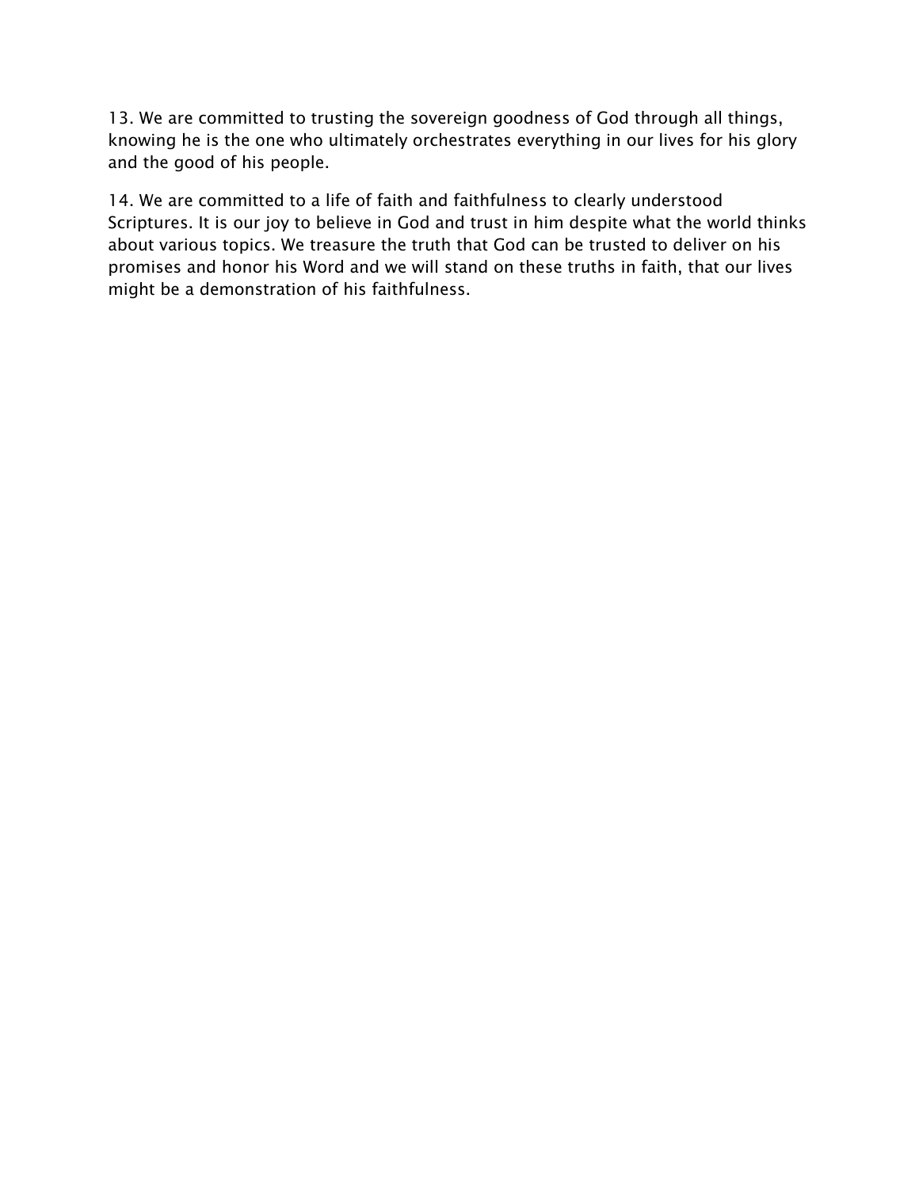13. We are committed to trusting the sovereign goodness of God through all things, knowing he is the one who ultimately orchestrates everything in our lives for his glory and the good of his people.

14. We are committed to a life of faith and faithfulness to clearly understood Scriptures. It is our joy to believe in God and trust in him despite what the world thinks about various topics. We treasure the truth that God can be trusted to deliver on his promises and honor his Word and we will stand on these truths in faith, that our lives might be a demonstration of his faithfulness.